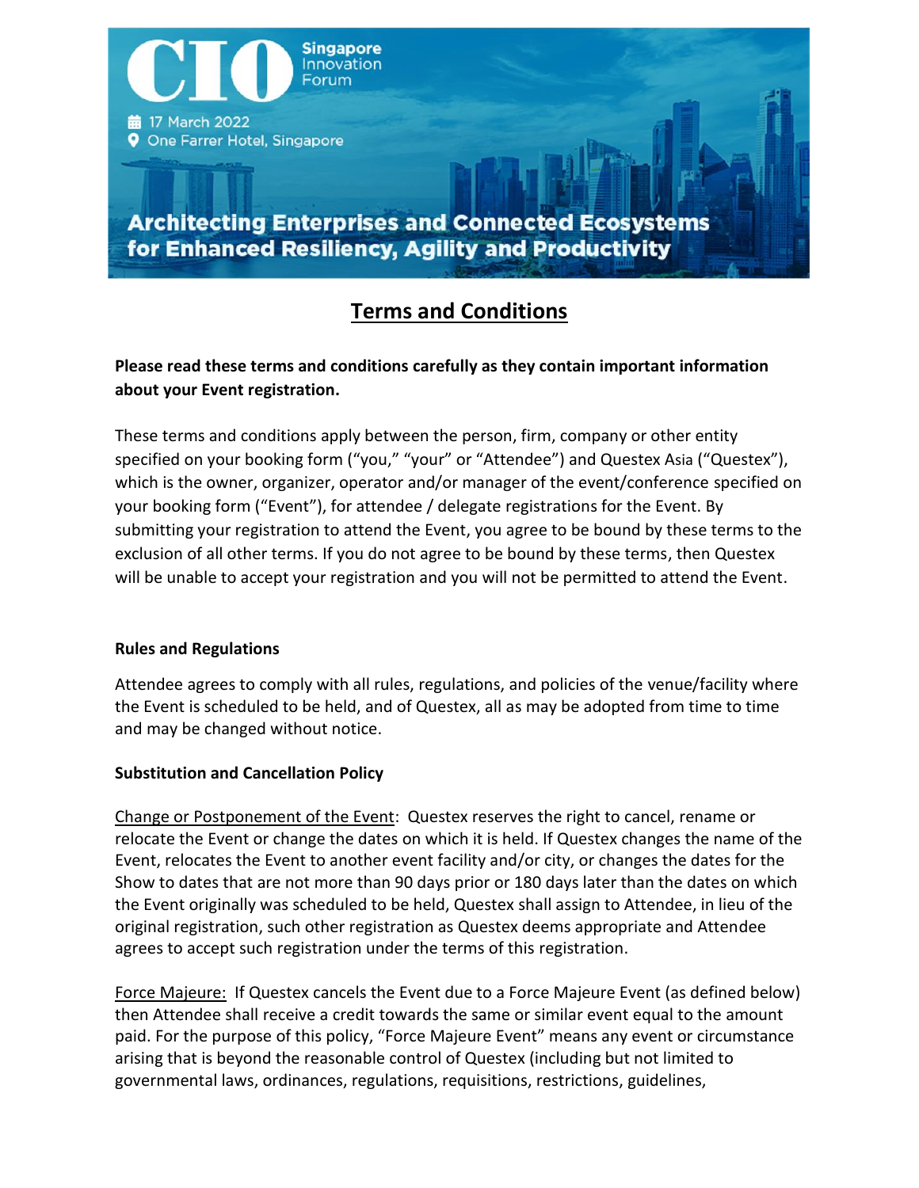CIO Singapore Innovation Forum

17 March 2022

One Farrer Hotel, Singapore

**Architecting Enterprises and Connected Ecosystems for Enhanced Resiliency, Agility and Productivity**

# Terms and Conditions

**Please read these terms and conditions carefully as they contain important information about your Event registration.**

These terms and conditions apply between the person, firm, company or other entity specified on your booking form ("you," "your" or "Attendee") and Questex Asia ("Questex"), which is the owner, organizer, operator and/or manager of the event/conference specified on your booking form ("Event"), for attendee / delegate registrations for the Event. By submitting your registration to attend the Event, you agree to be bound by these terms to the exclusion of all other terms. If you do not agree to be bound by these terms, then Questex will be unable to accept your registration and you will not be permitted to attend the Event.

**Rules and Regulations**

Attendee agrees to comply with all rules, regulations, and policies of the venue/facility where the Event is scheduled to be held, and of Questex, all as may be adopted from time to time and may be changed without notice.

**Substitution and Cancellation Policy**

Change or Postponement of the Event: Questex reserves the right to cancel, rename or relocate the Event or change the dates on which it is held. If Questex changes the name of the Event, relocates the Event to another event facility and/or city, or changes the dates for the Show to dates that are not more than 90 days prior or 180 days later than the dates on which the Event originally was scheduled to be held, Questex shall assign to Attendee, in lieu of the original registration, such other registration as Questex deems appropriate and Attendee agrees to accept such registration under the terms of this registration.

Force Majeure: If Questex cancels the Event due to a Force Majeure Event (as defined below) then Attendee shall receive a credit towards the same or similar event equal to the amount paid. For the purpose of this policy, "Force Majeure Event" means any event or circumstance arising that is beyond the reasonable control of Questex (including but not limited to governmental laws, ordinances, regulations, requisitions, restrictions, guidelines,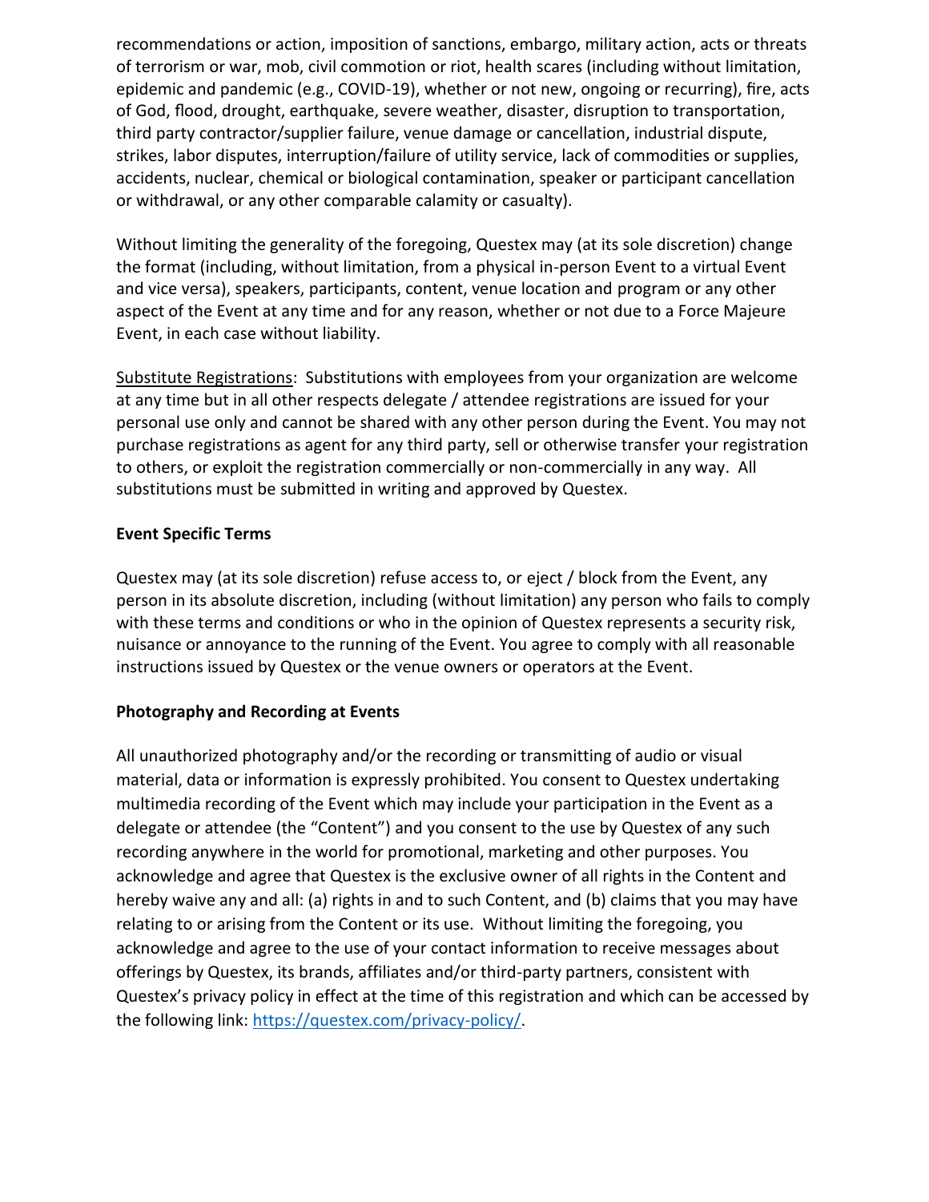recommendations or action, imposition of sanctions, embargo, military action, acts or threats of terrorism or war, mob, civil commotion or riot, health scares (including without limitation, epidemic and pandemic (e.g., COVID-19), whether or not new, ongoing or recurring), fire, acts of God, flood, drought, earthquake, severe weather, disaster, disruption to transportation, third party contractor/supplier failure, venue damage or cancellation, industrial dispute, strikes, labor disputes, interruption/failure of utility service, lack of commodities or supplies, accidents, nuclear, chemical or biological contamination, speaker or participant cancellation or withdrawal, or any other comparable calamity or casualty).

Without limiting the generality of the foregoing, Questex may (at its sole discretion) change the format (including, without limitation, from a physical in-person Event to a virtual Event and vice versa), speakers, participants, content, venue location and program or any other aspect of the Event at any time and for any reason, whether or not due to a Force Majeure Event, in each case without liability.

Substitute Registrations: Substitutions with employees from your organization are welcome at any time but in all other respects delegate / attendee registrations are issued for your personal use only and cannot be shared with any other person during the Event. You may not purchase registrations as agent for any third party, sell or otherwise transfer your registration to others, or exploit the registration commercially or non-commercially in any way. All substitutions must be submitted in writing and approved by Questex.

**Event Specific Terms**

Questex may (at its sole discretion) refuse access to, or eject / block from the Event, any person in its absolute discretion, including (without limitation) any person who fails to comply with these terms and conditions or who in the opinion of Questex represents a security risk, nuisance or annoyance to the running of the Event. You agree to comply with all reasonable instructions issued by Questex or the venue owners or operators at the Event.

**Photography and Recording at Events**

All unauthorized photography and/or the recording or transmitting of audio or visual material, data or information is expressly prohibited. You consent to Questex undertaking multimedia recording of the Event which may include your participation in the Event as a delegate or attendee (the "Content") and you consent to the use by Questex of any such recording anywhere in the world for promotional, marketing and other purposes. You acknowledge and agree that Questex is the exclusive owner of all rights in the Content and hereby waive any and all: (a) rights in and to such Content, and (b) claims that you may have relating to or arising from the Content or its use. Without limiting the foregoing, you acknowledge and agree to the use of your contact information to receive messages about offerings by Questex, its brands, affiliates and/or third-party partners, consistent with Questex's privacy policy in effect at the time of this registration and which can be accessed by the following link: https://questex.com/privacy-policy/.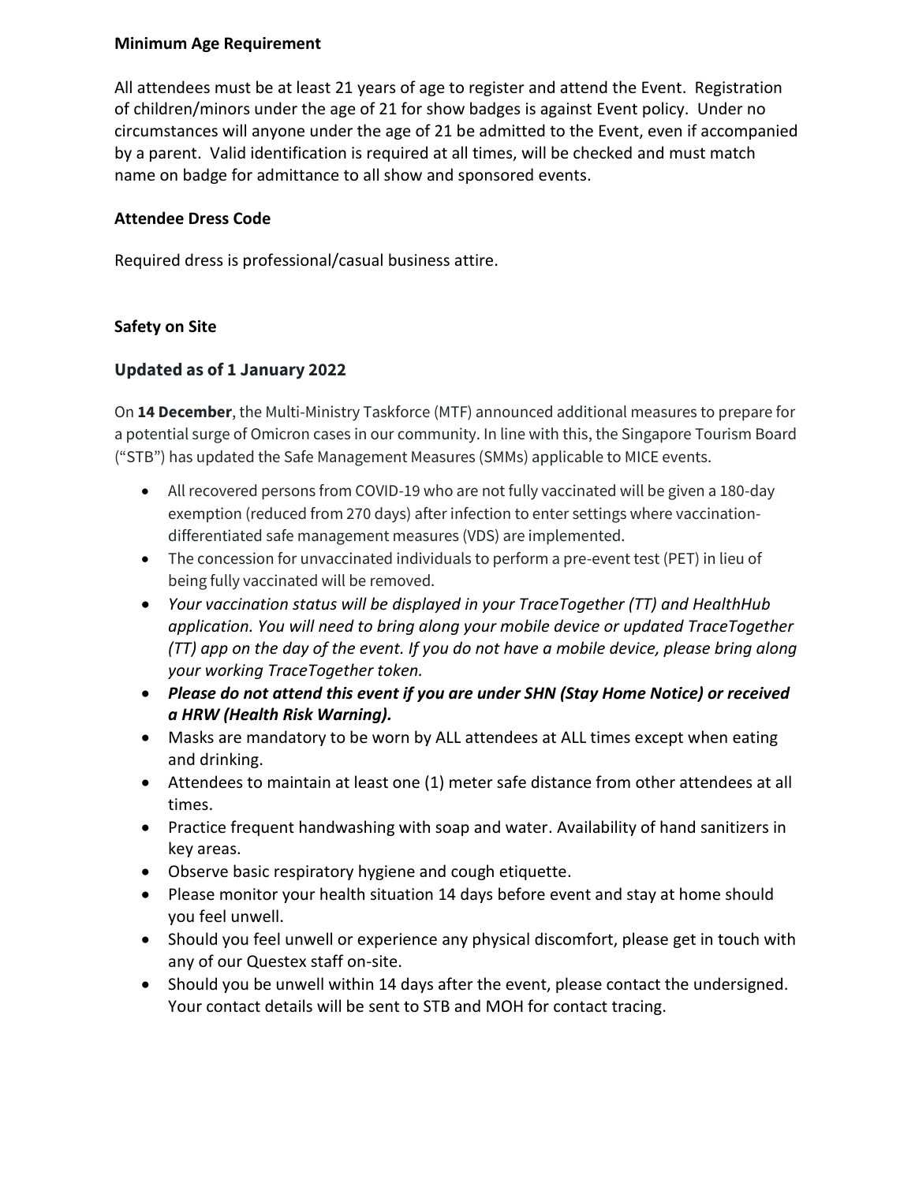**Minimum Age Requirement**

All attendees must be at least 21 years of age to register and attend the Event. Registration of children/minors under the age of 21 for show badges is against Event policy. Under no circumstances will anyone under the age of 21 be admitted to the Event, even if accompanied by a parent. Valid identification is required at all times, will be checked and must match name on badge for admittance to all show and sponsored events.

**Attendee Dress Code**

Required dress is professional/casual business attire.

**Safety on Site**

## Updated as of 1 January 2022

On **14 December**, the Multi-Ministry Taskforce (MTF) announced additional measures to prepare for a potential surge of Omicron cases in our community. In line with this, the Singapore Tourism Board ("STB") has updated the Safe Management Measures (SMMs) applicable to MICE events.

- All recovered persons from COVID-19 who are not fully vaccinated will be given a 180-day exemption (reduced from 270 days) after infection to enter settings where vaccination-differentiated safe management measures (VDS) are implemented.
- The concession for unvaccinated individuals to perform a pre-event test (PET) in lieu of being fully vaccinated will be removed.
- *Your vaccination status will be displayed in your TraceTogether (TT) and HealthHub application. You will need to bring along your mobile device or updated TraceTogether (TT) app on the day of the event. If you do not have a mobile device, please bring along your working TraceTogether token.*
- ***Please do not attend this event if you are under SHN (Stay Home Notice) or received a HRW (Health Risk Warning).***
- Masks are mandatory to be worn by ALL attendees at ALL times except when eating and drinking.
- Attendees to maintain at least one (1) meter safe distance from other attendees at all times.
- Practice frequent handwashing with soap and water. Availability of hand sanitizers in key areas.
- Observe basic respiratory hygiene and cough etiquette.
- Please monitor your health situation 14 days before event and stay at home should you feel unwell.
- Should you feel unwell or experience any physical discomfort, please get in touch with any of our Questex staff on-site.
- Should you be unwell within 14 days after the event, please contact the undersigned. Your contact details will be sent to STB and MOH for contact tracing.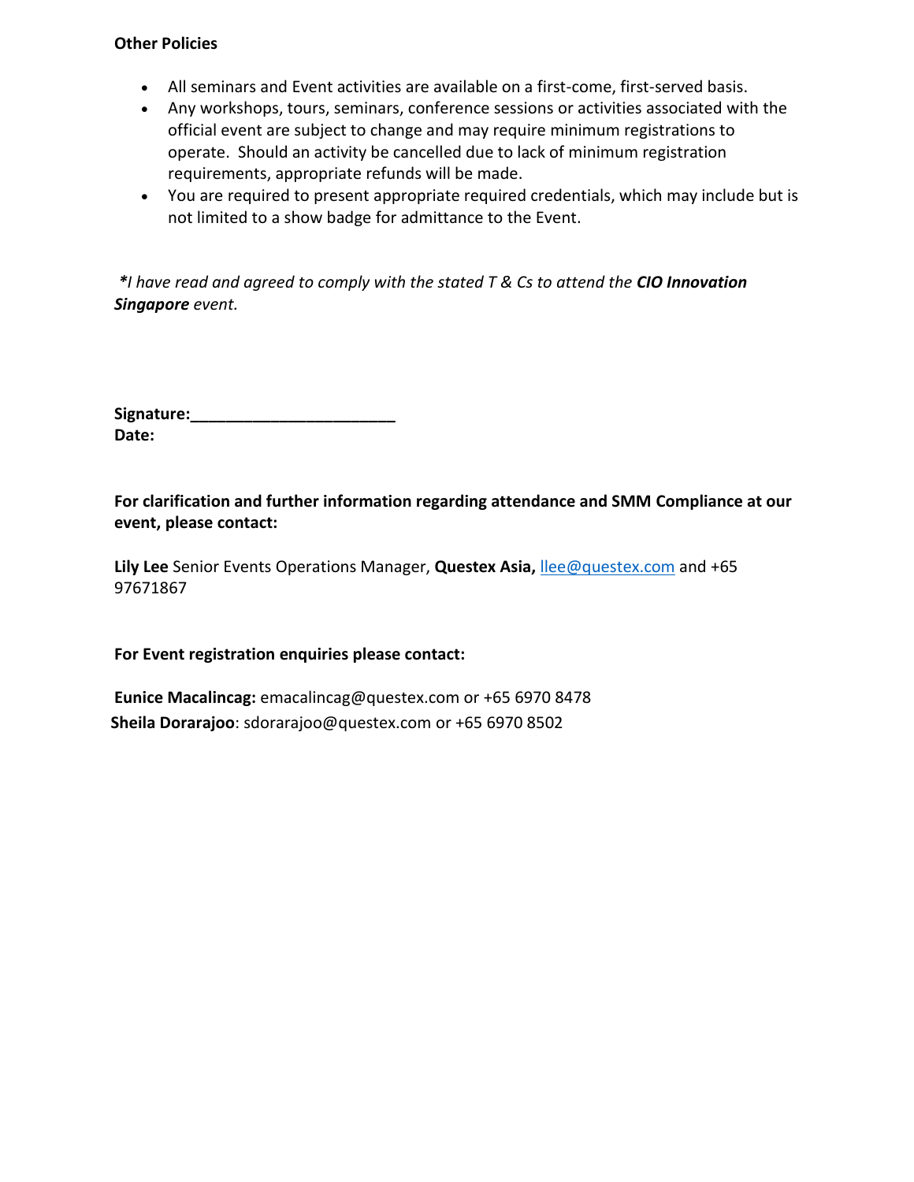**Other Policies**

- All seminars and Event activities are available on a first-come, first-served basis.
- Any workshops, tours, seminars, conference sessions or activities associated with the official event are subject to change and may require minimum registrations to operate. Should an activity be cancelled due to lack of minimum registration requirements, appropriate refunds will be made.
- You are required to present appropriate required credentials, which may include but is not limited to a show badge for admittance to the Event.

***I** *have read and agreed to comply with the stated T & Cs to attend the* ***CIO Innovation Singapore*** *event.*

**Signature:_______________________**
**Date:**

**For clarification and further information regarding attendance and SMM Compliance at our event, please contact:**

**Lily Lee** Senior Events Operations Manager, **Questex Asia,** llee@questex.com and +65 97671867

**For Event registration enquiries please contact:**

**Eunice Macalincag:** emacalincag@questex.com or +65 6970 8478
**Sheila Dorarajoo**: sdorarajoo@questex.com or +65 6970 8502